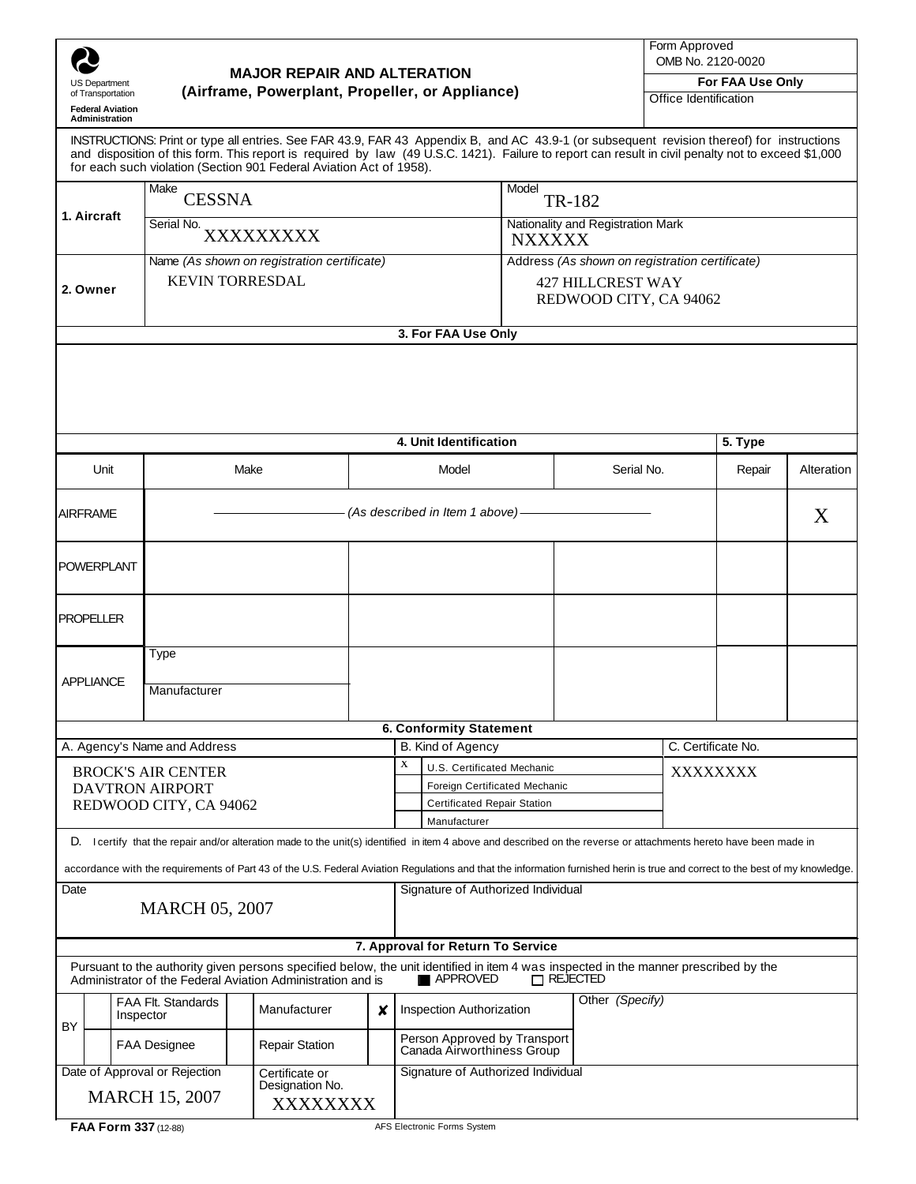US Department of Transportation
**Federal Aviation Administration**

# MAJOR REPAIR AND ALTERATION
## (Airframe, Powerplant, Propeller, or Appliance)

Form Approved
OMB No. 2120-0020

**For FAA Use Only**
Office Identification

INSTRUCTIONS: Print or type all entries. See FAR 43.9, FAR 43 Appendix B, and AC 43.9-1 (or subsequent revision thereof) for instructions and disposition of this form. This report is required by law (49 U.S.C. 1421). Failure to report can result in civil penalty not to exceed $1,000 for each such violation (Section 901 Federal Aviation Act of 1958).

| | | |
|---|---|---|
| **1. Aircraft** | Make: CESSNA | Model: TR-182 |
| | Serial No.: XXXXXXXXX | Nationality and Registration Mark: NXXXX |
| **2. Owner** | Name *(As shown on registration certificate)*: KEVIN TORRESDAL | Address *(As shown on registration certificate)*: 427 HILLCREST WAY, REDWOOD CITY, CA 94062 |

**3. For FAA Use Only**

**4. Unit Identification** / **5. Type**

| Unit | Make | Model | Serial No. | Repair | Alteration |
|---|---|---|---|---|---|
| AIRFRAME | (As described in Item 1 above) | | | | X |
| POWERPLANT | | | | | |
| PROPELLER | | | | | |
| APPLIANCE | Type: <br> Manufacturer: | | | | |

**6. Conformity Statement**

| A. Agency's Name and Address | B. Kind of Agency | C. Certificate No. |
|---|---|---|
| BROCK'S AIR CENTER<br>DAVTRON AIRPORT<br>REDWOOD CITY, CA 94062 | X U.S. Certificated Mechanic<br>Foreign Certificated Mechanic<br>Certificated Repair Station<br>Manufacturer | XXXXXXXX |

D. I certify that the repair and/or alteration made to the unit(s) identified in item 4 above and described on the reverse or attachments hereto have been made in accordance with the requirements of Part 43 of the U.S. Federal Aviation Regulations and that the information furnished herin is true and correct to the best of my knowledge.

| Date | Signature of Authorized Individual |
|---|---|
| MARCH 05, 2007 | |

**7. Approval for Return To Service**

Pursuant to the authority given persons specified below, the unit identified in item 4 was inspected in the manner prescribed by the Administrator of the Federal Aviation Administration and is ■ APPROVED ☐ REJECTED

| BY | | | |
|---|---|---|---|
| FAA Flt. Standards Inspector | Manufacturer | ✘ Inspection Authorization | Other *(Specify)* |
| FAA Designee | Repair Station | Person Approved by Transport Canada Airworthiness Group | |

| Date of Approval or Rejection | Certificate or Designation No. | Signature of Authorized Individual |
|---|---|---|
| MARCH 15, 2007 | XXXXXXXX | |

**FAA Form 337** (12-88) AFS Electronic Forms System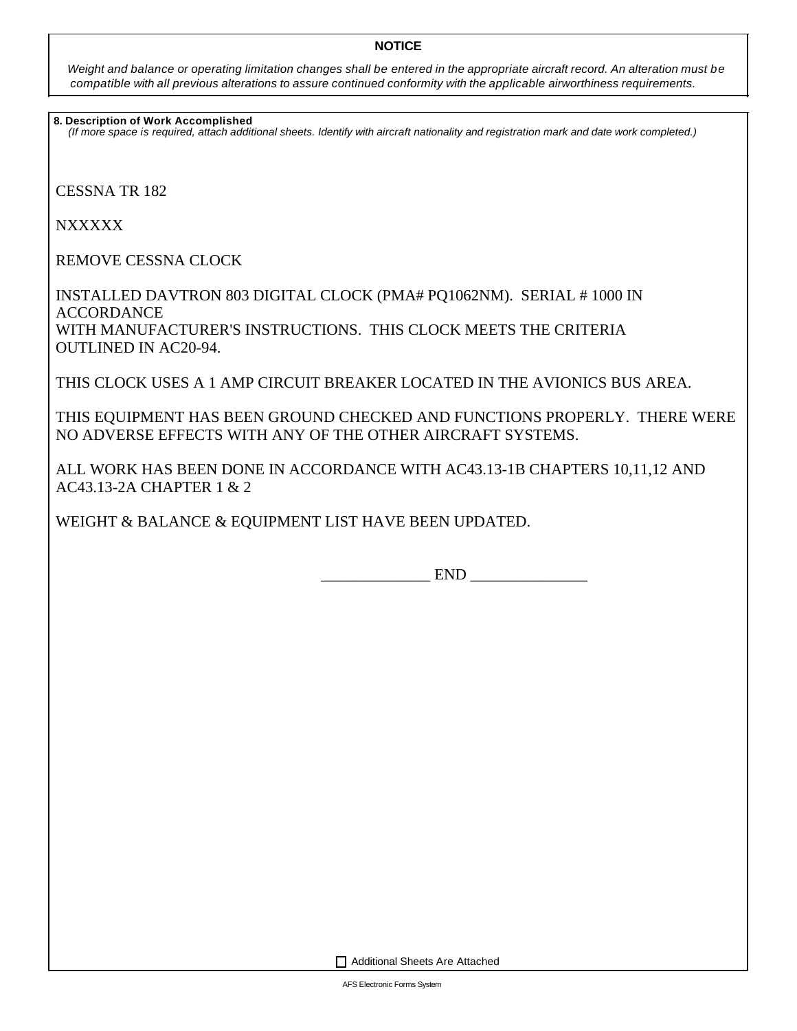**NOTICE**

*Weight and balance or operating limitation changes shall be entered in the appropriate aircraft record. An alteration must be compatible with all previous alterations to assure continued conformity with the applicable airworthiness requirements.*

**8. Description of Work Accomplished**
*(If more space is required, attach additional sheets. Identify with aircraft nationality and registration mark and date work completed.)*

CESSNA TR 182

NXXXXX

REMOVE CESSNA CLOCK

INSTALLED DAVTRON 803 DIGITAL CLOCK (PMA# PQ1062NM). SERIAL # 1000 IN ACCORDANCE
WITH MANUFACTURER'S INSTRUCTIONS. THIS CLOCK MEETS THE CRITERIA OUTLINED IN AC20-94.

THIS CLOCK USES A 1 AMP CIRCUIT BREAKER LOCATED IN THE AVIONICS BUS AREA.

THIS EQUIPMENT HAS BEEN GROUND CHECKED AND FUNCTIONS PROPERLY. THERE WERE NO ADVERSE EFFECTS WITH ANY OF THE OTHER AIRCRAFT SYSTEMS.

ALL WORK HAS BEEN DONE IN ACCORDANCE WITH AC43.13-1B CHAPTERS 10,11,12 AND AC43.13-2A CHAPTER 1 & 2

WEIGHT & BALANCE & EQUIPMENT LIST HAVE BEEN UPDATED.

______________ END _______________

☐ Additional Sheets Are Attached

AFS Electronic Forms System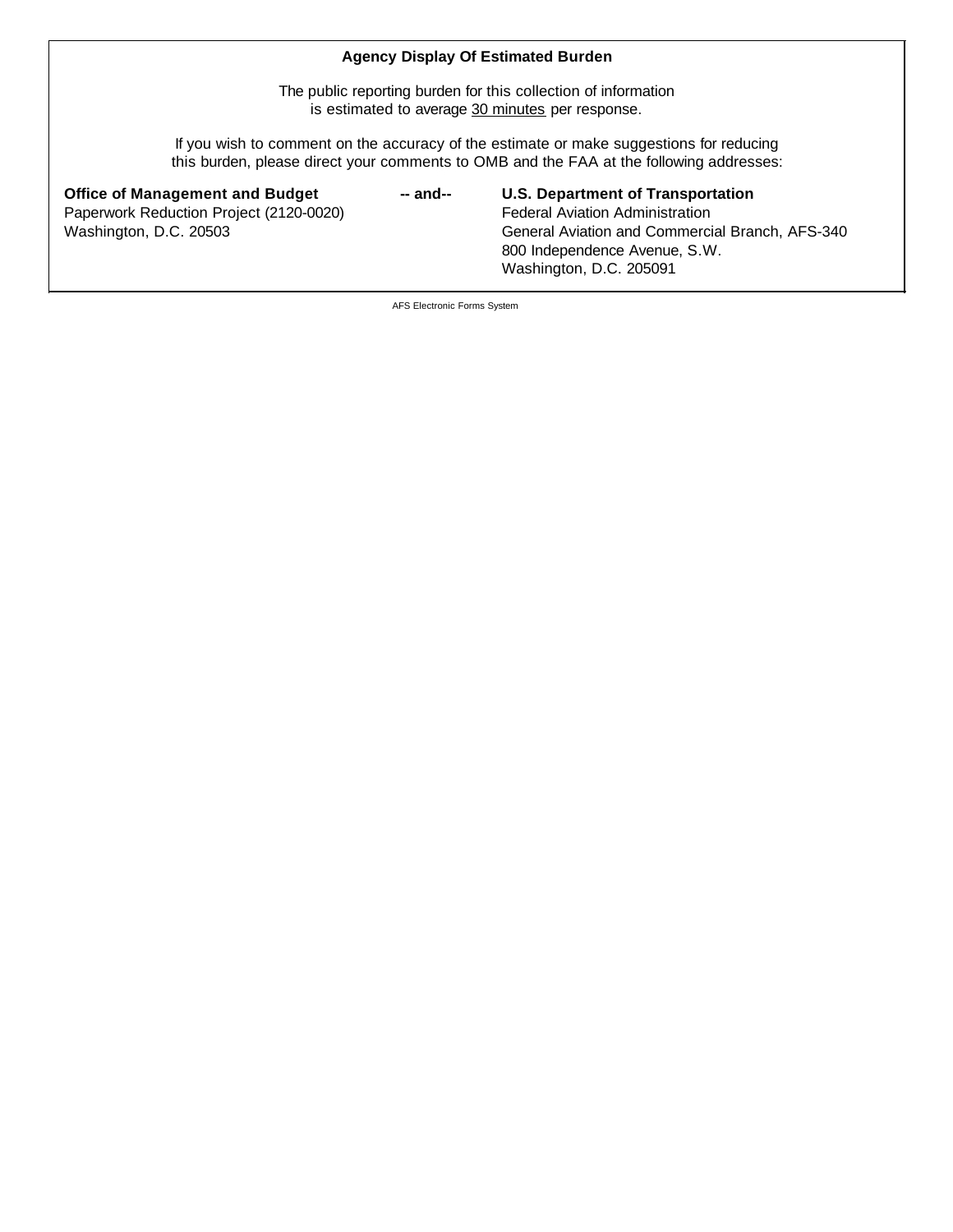## Agency Display Of Estimated Burden

The public reporting burden for this collection of information is estimated to average 30 minutes per response.

If you wish to comment on the accuracy of the estimate or make suggestions for reducing this burden, please direct your comments to OMB and the FAA at the following addresses:

**Office of Management and Budget**
Paperwork Reduction Project (2120-0020)
Washington, D.C. 20503

**-- and--**

**U.S. Department of Transportation**
Federal Aviation Administration
General Aviation and Commercial Branch, AFS-340
800 Independence Avenue, S.W.
Washington, D.C. 205091

AFS Electronic Forms System